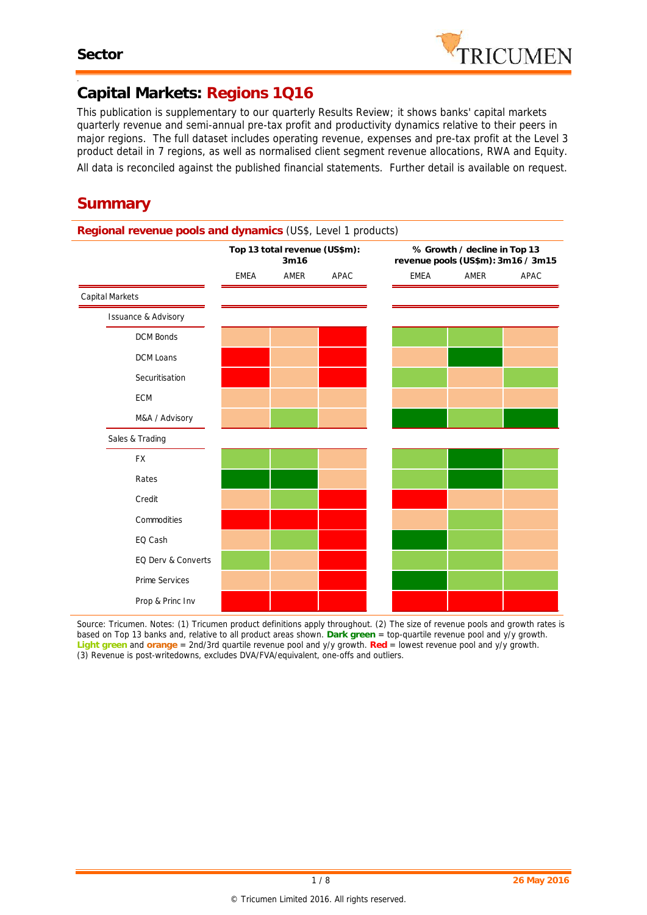# Capital Markets: Regions 1Q16

This publication is supplementary to our quarterly Results Review; it shows banks' capital markets quarterly revenue and semi-annual pre-tax profit and productivity dynamics relative to their peers in major regions. The full dataset includes operating revenue, expenses and pre-tax profit at the Level 3 product detail in 7 regions, as well as normalised client segment revenue allocations, RWA and Equity.

All data is reconciled against the published financial statements. Further detail is available on request.

## Summary

**Regional revenue pools and dynamics** (US$, Level 1 products)

| | Top 13 total revenue (US$m): 3m16 | | | % Growth / decline in Top 13 revenue pools (US$m): 3m16 / 3m15 | | |
|---|---|---|---|---|---|---|
| | EMEA | AMER | APAC | EMEA | AMER | APAC |
| **Capital Markets** | | | | | | |
| **Issuance & Advisory** | | | | | | |
| DCM Bonds | Orange | Orange | Red | Light green | Light green | Orange |
| DCM Loans | Red | Orange | Red | Orange | Dark green | Orange |
| Securitisation | Red | Orange | Red | Light green | Orange | Light green |
| ECM | Orange | Orange | Orange | Orange | Orange | Orange |
| M&A / Advisory | Orange | Light green | Orange | Dark green | Light green | Dark green |
| **Sales & Trading** | | | | | | |
| FX | Light green | Light green | Orange | Light green | Dark green | Light green |
| Rates | Dark green | Dark green | Orange | Light green | Dark green | Light green |
| Credit | Orange | Light green | Red | Red | Orange | Orange |
| Commodities | Red | Red | Red | Orange | Light green | Orange |
| EQ Cash | Orange | Light green | Red | Dark green | Light green | Orange |
| EQ Derv & Converts | Light green | Orange | Red | Light green | Light green | Orange |
| Prime Services | Orange | Orange | Red | Dark green | Light green | Light green |
| Prop & Princ Inv | Red | Red | Red | Red | Red | Red |

Source: Tricumen. Notes: (1) Tricumen product definitions apply throughout. (2) The size of revenue pools and growth rates is based on Top 13 banks and, relative to all product areas shown. **Dark green** = top-quartile revenue pool and y/y growth. **Light green** and **orange** = 2nd/3rd quartile revenue pool and y/y growth. **Red** = lowest revenue pool and y/y growth. (3) Revenue is post-writedowns, excludes DVA/FVA/equivalent, one-offs and outliers.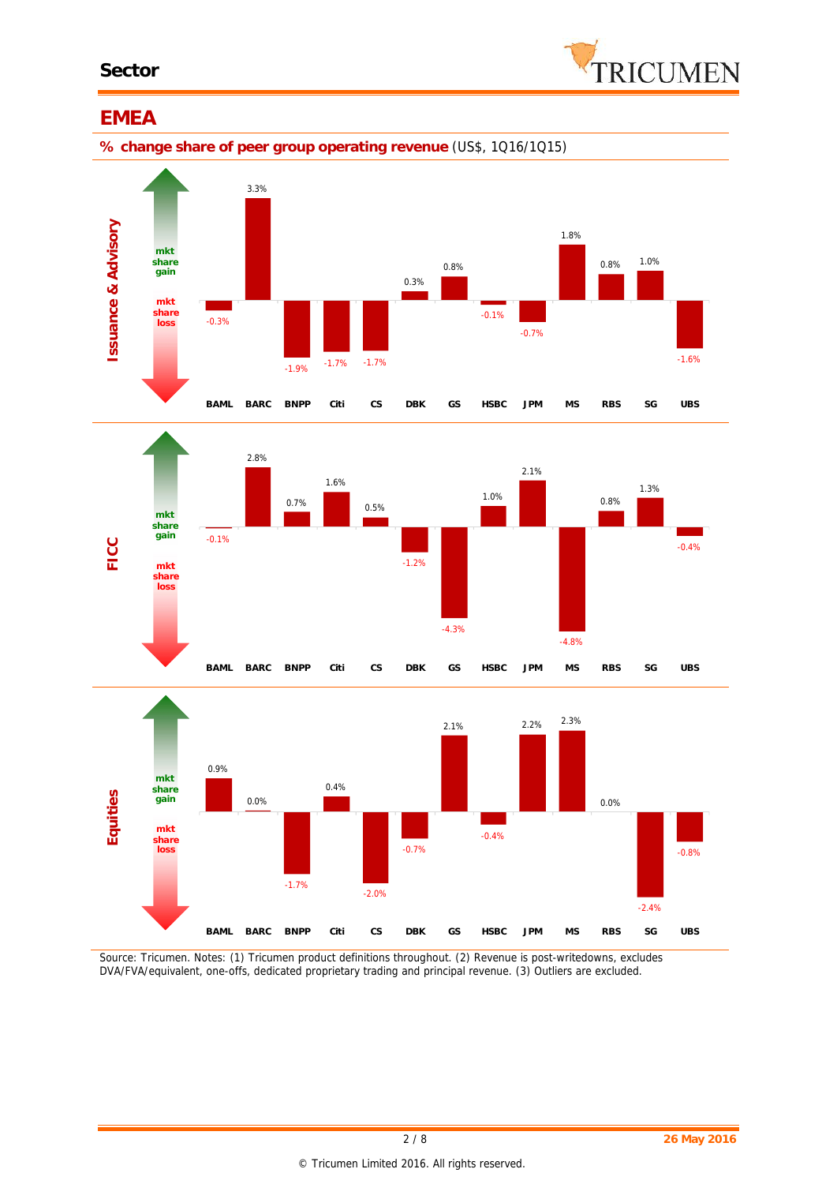# Sector

## EMEA

**% change share of peer group operating revenue** (US$, 1Q16/1Q15)

| | BAML | BARC | BNPP | Citi | CS | DBK | GS | HSBC | JPM | MS | RBS | SG | UBS |
|---|---|---|---|---|---|---|---|---|---|---|---|---|---|
| Issuance & Advisory | -0.3% | 3.3% | -1.9% | -1.7% | -1.7% | 0.3% | 0.8% | -0.1% | -0.7% | 1.8% | 0.8% | 1.0% | -1.6% |
| FICC | -0.1% | 2.8% | 0.7% | 1.6% | 0.5% | -1.2% | -4.3% | 1.0% | 2.1% | -4.8% | 0.8% | 1.3% | -0.4% |
| Equities | 0.9% | 0.0% | -1.7% | 0.4% | -2.0% | -0.7% | 2.1% | -0.4% | 2.2% | 2.3% | 0.0% | -2.4% | -0.8% |

(Positive = mkt share gain; negative = mkt share loss)

Source: Tricumen. Notes: (1) Tricumen product definitions throughout. (2) Revenue is post-writedowns, excludes DVA/FVA/equivalent, one-offs, dedicated proprietary trading and principal revenue. (3) Outliers are excluded.

© Tricumen Limited 2016. All rights reserved.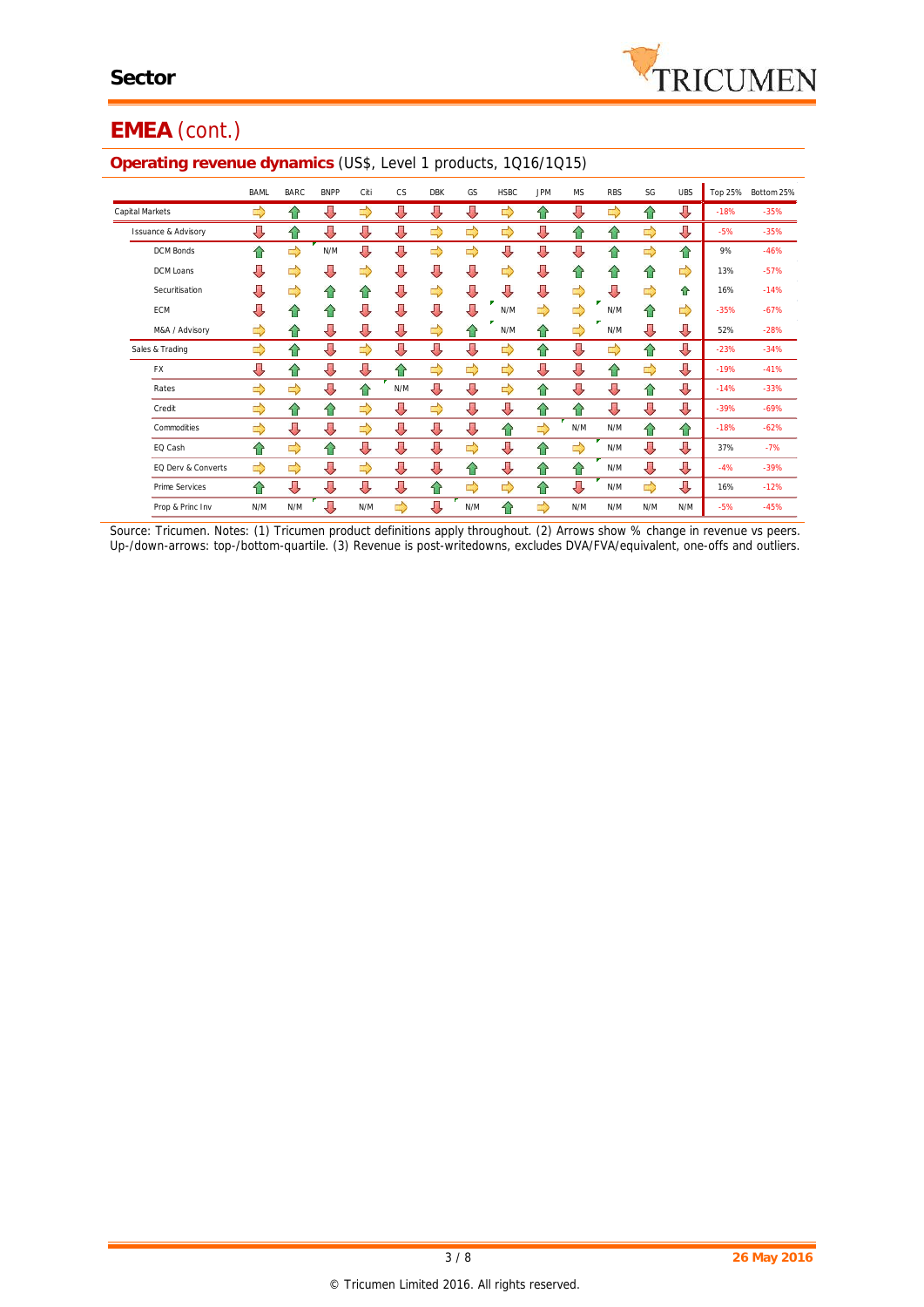## Sector

# EMEA (cont.)

### Operating revenue dynamics (US$, Level 1 products, 1Q16/1Q15)

| | BAML | BARC | BNPP | Citi | CS | DBK | GS | HSBC | JPM | MS | RBS | SG | UBS | Top 25% | Bottom 25% |
|---|---|---|---|---|---|---|---|---|---|---|---|---|---|---|---|
| Capital Markets | ⇨ | ⇧ | ⇩ | ⇨ | ⇩ | ⇩ | ⇩ | ⇨ | ⇧ | ⇩ | ⇨ | ⇧ | ⇩ | -18% | -35% |
| Issuance & Advisory | ⇩ | ⇧ | ⇩ | ⇩ | ⇩ | ⇨ | ⇨ | ⇨ | ⇩ | ⇧ | ⇧ | ⇨ | ⇩ | -5% | -35% |
| DCM Bonds | ⇧ | ⇨ | N/M | ⇩ | ⇩ | ⇨ | ⇨ | ⇩ | ⇩ | ⇩ | ⇧ | ⇨ | ⇧ | 9% | -46% |
| DCM Loans | ⇩ | ⇨ | ⇩ | ⇨ | ⇩ | ⇩ | ⇩ | ⇨ | ⇩ | ⇧ | ⇧ | ⇧ | ⇨ | 13% | -57% |
| Securitisation | ⇩ | ⇨ | ⇧ | ⇧ | ⇩ | ⇨ | ⇩ | ⇩ | ⇩ | ⇨ | ⇩ | ⇨ | ⇧ | 16% | -14% |
| ECM | ⇩ | ⇧ | ⇧ | ⇩ | ⇩ | ⇩ | ⇩ | N/M | ⇨ | ⇨ | N/M | ⇧ | ⇨ | -35% | -67% |
| M&A / Advisory | ⇨ | ⇧ | ⇩ | ⇩ | ⇩ | ⇨ | ⇧ | N/M | ⇧ | ⇨ | N/M | ⇩ | ⇩ | 52% | -28% |
| Sales & Trading | ⇨ | ⇧ | ⇩ | ⇨ | ⇩ | ⇩ | ⇩ | ⇨ | ⇧ | ⇩ | ⇨ | ⇧ | ⇩ | -23% | -34% |
| FX | ⇩ | ⇧ | ⇩ | ⇩ | ⇧ | ⇨ | ⇨ | ⇨ | ⇩ | ⇩ | ⇧ | ⇨ | ⇩ | -19% | -41% |
| Rates | ⇨ | ⇨ | ⇩ | ⇧ | N/M | ⇩ | ⇩ | ⇨ | ⇧ | ⇩ | ⇩ | ⇧ | ⇩ | -14% | -33% |
| Credit | ⇨ | ⇧ | ⇧ | ⇨ | ⇩ | ⇨ | ⇩ | ⇩ | ⇧ | ⇧ | ⇩ | ⇩ | ⇩ | -39% | -69% |
| Commodities | ⇨ | ⇩ | ⇩ | ⇨ | ⇩ | ⇩ | ⇩ | ⇧ | ⇨ | N/M | N/M | ⇧ | ⇧ | -18% | -62% |
| EQ Cash | ⇧ | ⇨ | ⇧ | ⇩ | ⇩ | ⇩ | ⇨ | ⇩ | ⇧ | ⇨ | N/M | ⇩ | ⇩ | 37% | -7% |
| EQ Derv & Converts | ⇨ | ⇨ | ⇩ | ⇨ | ⇩ | ⇩ | ⇧ | ⇩ | ⇧ | ⇧ | N/M | ⇩ | ⇩ | -4% | -39% |
| Prime Services | ⇧ | ⇩ | ⇩ | ⇩ | ⇩ | ⇧ | ⇨ | ⇨ | ⇧ | ⇩ | N/M | ⇨ | ⇩ | 16% | -12% |
| Prop & Princ Inv | N/M | N/M | ⇩ | N/M | ⇨ | ⇩ | N/M | ⇧ | ⇨ | N/M | N/M | N/M | N/M | -5% | -45% |

Source: Tricumen. Notes: (1) Tricumen product definitions apply throughout. (2) Arrows show % change in revenue vs peers. Up-/down-arrows: top-/bottom-quartile. (3) Revenue is post-writedowns, excludes DVA/FVA/equivalent, one-offs and outliers.

26 May 2016

© Tricumen Limited 2016. All rights reserved.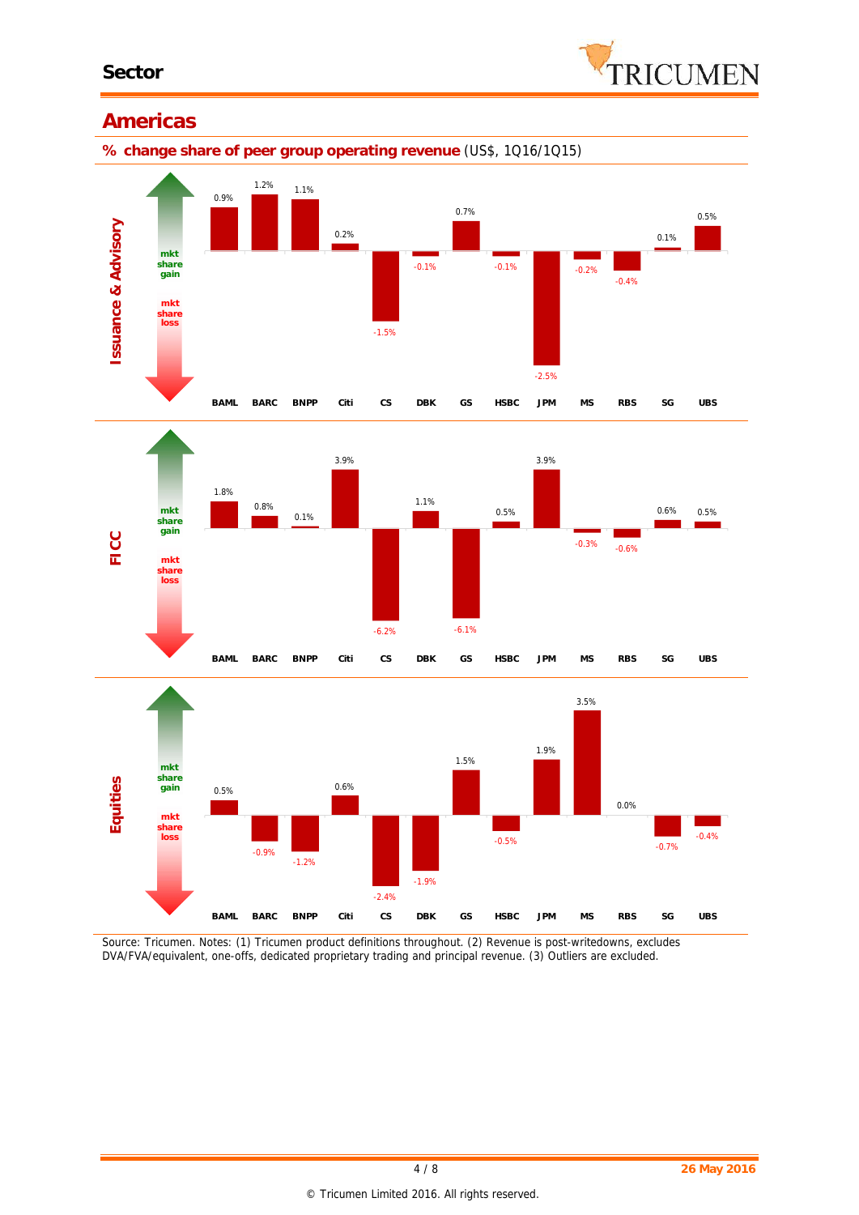## Americas

**% change share of peer group operating revenue** (US$, 1Q16/1Q15)

| | BAML | BARC | BNPP | Citi | CS | DBK | GS | HSBC | JPM | MS | RBS | SG | UBS |
|---|---|---|---|---|---|---|---|---|---|---|---|---|---|
| Issuance & Advisory | 0.9% | 1.2% | 1.1% | 0.2% | -1.5% | -0.1% | 0.7% | -0.1% | -2.5% | -0.2% | -0.4% | 0.1% | 0.5% |
| FICC | 1.8% | 0.8% | 0.1% | 3.9% | -6.2% | 1.1% | -6.1% | 0.5% | 3.9% | -0.3% | -0.6% | 0.6% | 0.5% |
| Equities | 0.5% | -0.9% | -1.2% | 0.6% | -2.4% | -1.9% | 1.5% | -0.5% | 1.9% | 3.5% | 0.0% | -0.7% | -0.4% |

Source: Tricumen. Notes: (1) Tricumen product definitions throughout. (2) Revenue is post-writedowns, excludes DVA/FVA/equivalent, one-offs, dedicated proprietary trading and principal revenue. (3) Outliers are excluded.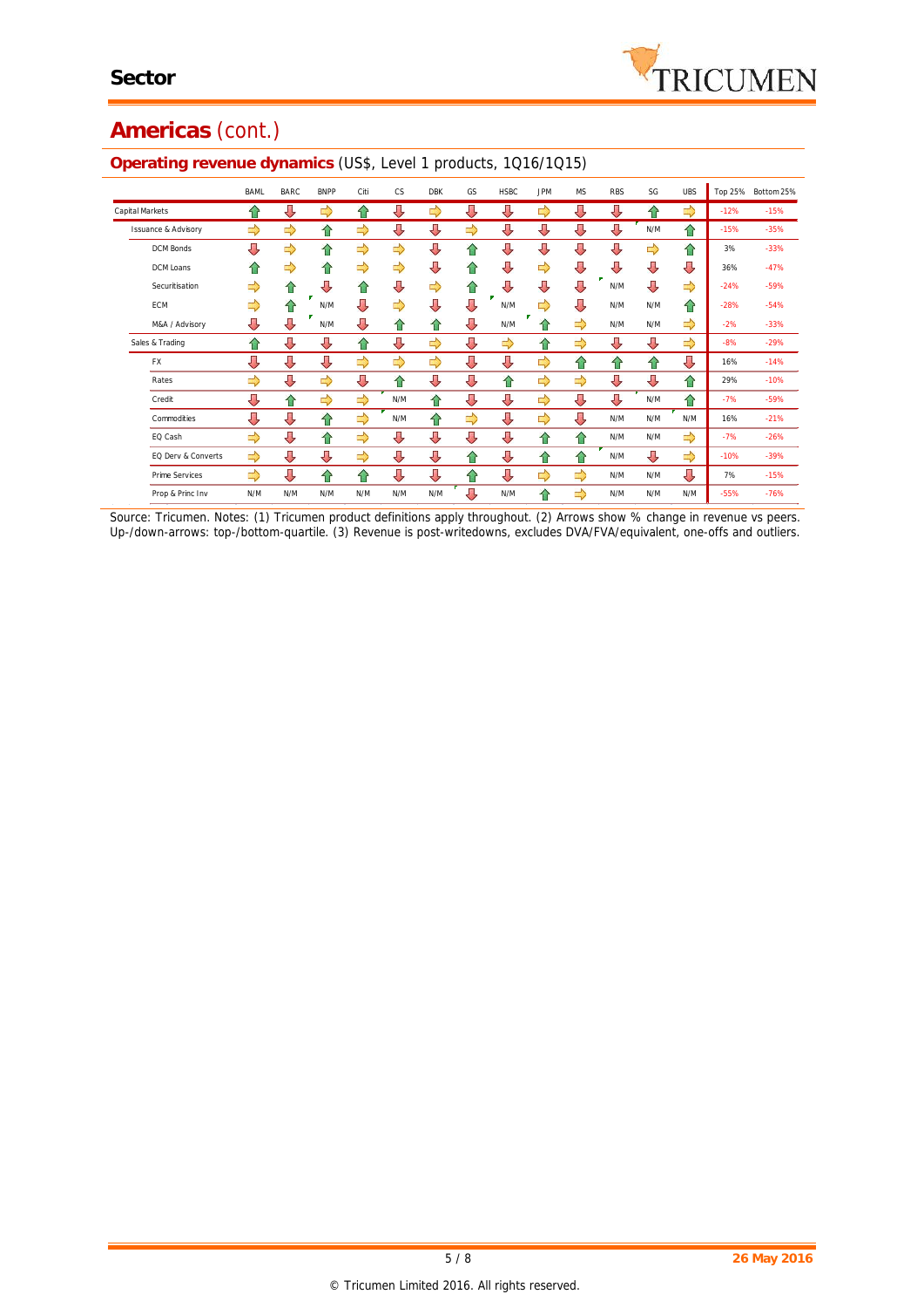## Americas (cont.)

### Operating revenue dynamics (US$, Level 1 products, 1Q16/1Q15)

| | BAML | BARC | BNPP | Citi | CS | DBK | GS | HSBC | JPM | MS | RBS | SG | UBS | Top 25% | Bottom 25% |
|---|---|---|---|---|---|---|---|---|---|---|---|---|---|---|---|
| Capital Markets | ⇧ | ⇩ | ⇨ | ⇧ | ⇩ | ⇨ | ⇩ | ⇩ | ⇨ | ⇩ | ⇩ | ⇧ | ⇨ | -12% | -15% |
| Issuance & Advisory | ⇨ | ⇨ | ⇧ | ⇨ | ⇩ | ⇩ | ⇨ | ⇩ | ⇩ | ⇩ | ⇩ | N/M | ⇧ | -15% | -35% |
| DCM Bonds | ⇩ | ⇨ | ⇧ | ⇨ | ⇨ | ⇩ | ⇧ | ⇩ | ⇩ | ⇩ | ⇩ | ⇨ | ⇧ | 3% | -33% |
| DCM Loans | ⇧ | ⇨ | ⇧ | ⇨ | ⇨ | ⇩ | ⇧ | ⇩ | ⇨ | ⇩ | ⇩ | ⇩ | ⇩ | 36% | -47% |
| Securitisation | ⇨ | ⇧ | ⇩ | ⇧ | ⇩ | ⇨ | ⇧ | ⇩ | ⇩ | ⇩ | N/M | ⇩ | ⇨ | -24% | -59% |
| ECM | ⇨ | ⇧ | N/M | ⇩ | ⇨ | ⇩ | ⇩ | N/M | ⇨ | ⇩ | N/M | N/M | ⇧ | -28% | -54% |
| M&A / Advisory | ⇩ | ⇩ | N/M | ⇩ | ⇧ | ⇧ | ⇩ | N/M | ⇧ | ⇨ | N/M | N/M | ⇨ | -2% | -33% |
| Sales & Trading | ⇧ | ⇩ | ⇩ | ⇧ | ⇩ | ⇨ | ⇩ | ⇨ | ⇧ | ⇨ | ⇩ | ⇩ | ⇨ | -8% | -29% |
| FX | ⇩ | ⇩ | ⇩ | ⇨ | ⇨ | ⇨ | ⇩ | ⇩ | ⇨ | ⇧ | ⇧ | ⇧ | ⇩ | 16% | -14% |
| Rates | ⇨ | ⇩ | ⇨ | ⇩ | ⇧ | ⇩ | ⇩ | ⇧ | ⇨ | ⇨ | ⇩ | ⇩ | ⇧ | 29% | -10% |
| Credit | ⇩ | ⇧ | ⇨ | ⇨ | N/M | ⇧ | ⇩ | ⇩ | ⇨ | ⇩ | ⇩ | N/M | ⇧ | -7% | -59% |
| Commodities | ⇩ | ⇩ | ⇧ | ⇨ | N/M | ⇧ | ⇨ | ⇩ | ⇨ | ⇩ | N/M | N/M | N/M | 16% | -21% |
| EQ Cash | ⇨ | ⇩ | ⇧ | ⇨ | ⇩ | ⇩ | ⇩ | ⇩ | ⇧ | ⇧ | N/M | N/M | ⇨ | -7% | -26% |
| EQ Derv & Converts | ⇨ | ⇩ | ⇩ | ⇨ | ⇩ | ⇩ | ⇧ | ⇩ | ⇧ | ⇧ | N/M | ⇩ | ⇨ | -10% | -39% |
| Prime Services | ⇨ | ⇩ | ⇧ | ⇧ | ⇩ | ⇩ | ⇧ | ⇩ | ⇨ | ⇨ | N/M | N/M | ⇩ | 7% | -15% |
| Prop & Princ Inv | N/M | N/M | N/M | N/M | N/M | N/M | ⇩ | N/M | ⇧ | ⇨ | N/M | N/M | N/M | -55% | -76% |

Source: Tricumen. Notes: (1) Tricumen product definitions apply throughout. (2) Arrows show % change in revenue vs peers. Up-/down-arrows: top-/bottom-quartile. (3) Revenue is post-writedowns, excludes DVA/FVA/equivalent, one-offs and outliers.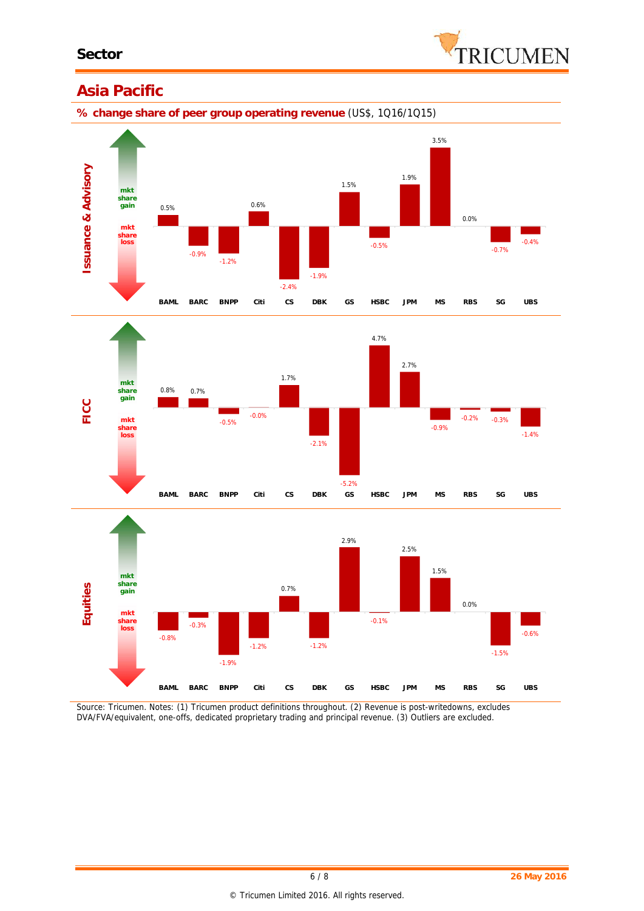# Asia Pacific

## % change share of peer group operating revenue (US$, 1Q16/1Q15)

| | BAML | BARC | BNPP | Citi | CS | DBK | GS | HSBC | JPM | MS | RBS | SG | UBS |
|---|---|---|---|---|---|---|---|---|---|---|---|---|---|
| Issuance & Advisory | 0.5% | -0.9% | -1.2% | 0.6% | -2.4% | -1.9% | 1.5% | -0.5% | 1.9% | 3.5% | 0.0% | -0.7% | -0.4% |
| FICC | 0.8% | 0.7% | -0.5% | -0.0% | 1.7% | -2.1% | -5.2% | 4.7% | 2.7% | -0.9% | -0.2% | -0.3% | -1.4% |
| Equities | -0.8% | -0.3% | -1.9% | -1.2% | 0.7% | -1.2% | 2.9% | -0.1% | 2.5% | 1.5% | 0.0% | -1.5% | -0.6% |

(mkt share gain / mkt share loss)

Source: Tricumen. Notes: (1) Tricumen product definitions throughout. (2) Revenue is post-writedowns, excludes DVA/FVA/equivalent, one-offs, dedicated proprietary trading and principal revenue. (3) Outliers are excluded.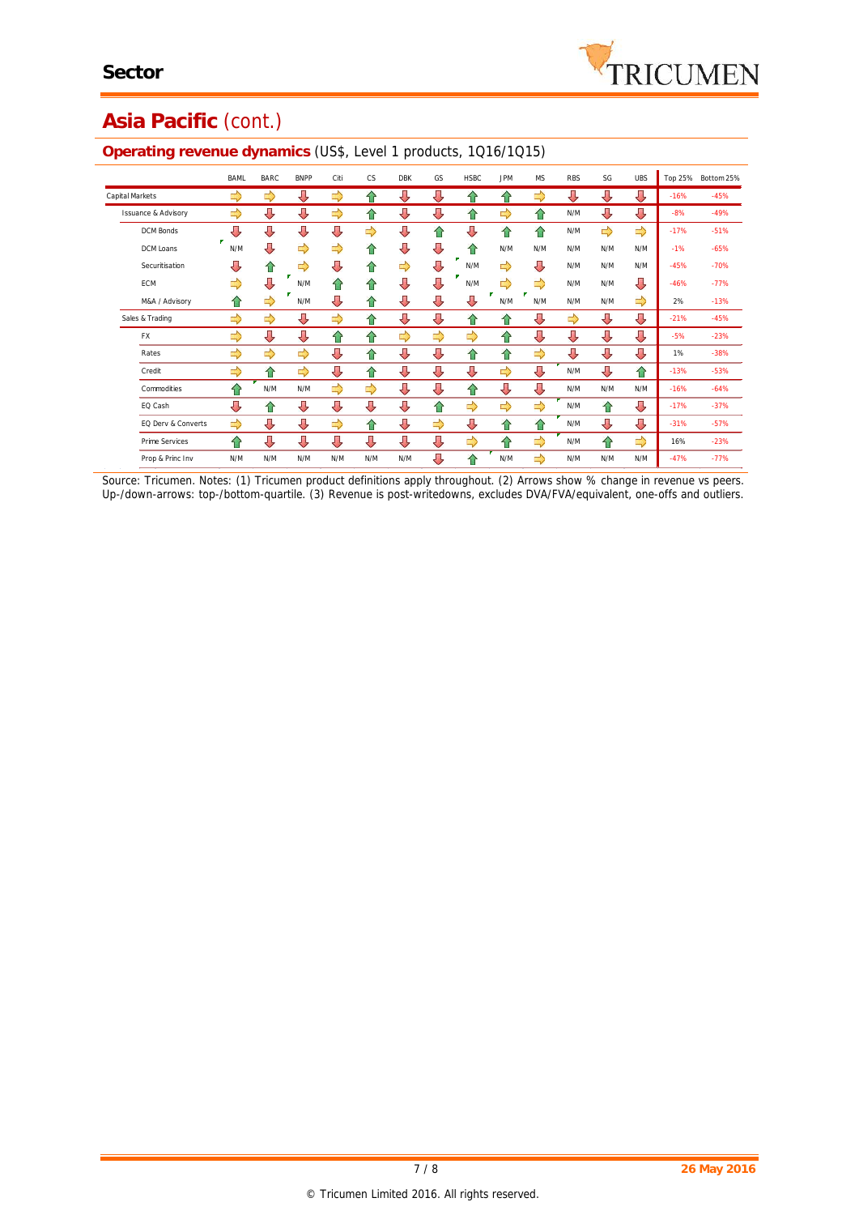# Sector

## Asia Pacific (cont.)

### Operating revenue dynamics (US$, Level 1 products, 1Q16/1Q15)

| | BAML | BARC | BNPP | Citi | CS | DBK | GS | HSBC | JPM | MS | RBS | SG | UBS | Top 25% | Bottom 25% |
|---|---|---|---|---|---|---|---|---|---|---|---|---|---|---|---|
| Capital Markets | ⇨ | ⇨ | ⇩ | ⇨ | ⇧ | ⇩ | ⇩ | ⇧ | ⇧ | ⇨ | ⇩ | ⇩ | ⇩ | -16% | -45% |
| Issuance & Advisory | ⇨ | ⇩ | ⇩ | ⇨ | ⇧ | ⇩ | ⇩ | ⇧ | ⇨ | ⇧ | N/M | ⇩ | ⇩ | -8% | -49% |
| DCM Bonds | ⇩ | ⇩ | ⇩ | ⇩ | ⇨ | ⇩ | ⇧ | ⇩ | ⇧ | ⇧ | N/M | ⇨ | ⇨ | -17% | -51% |
| DCM Loans | N/M | ⇩ | ⇨ | ⇨ | ⇧ | ⇩ | ⇩ | ⇧ | N/M | N/M | N/M | N/M | N/M | -1% | -65% |
| Securitisation | ⇩ | ⇧ | ⇨ | ⇩ | ⇧ | ⇨ | ⇩ | N/M | ⇨ | ⇩ | N/M | N/M | N/M | -45% | -70% |
| ECM | ⇨ | ⇩ | N/M | ⇧ | ⇧ | ⇩ | ⇩ | N/M | ⇨ | ⇨ | N/M | N/M | ⇩ | -46% | -77% |
| M&A / Advisory | ⇧ | ⇨ | N/M | ⇩ | ⇧ | ⇩ | ⇩ | ⇩ | N/M | N/M | N/M | N/M | ⇨ | 2% | -13% |
| Sales & Trading | ⇨ | ⇨ | ⇩ | ⇨ | ⇧ | ⇩ | ⇩ | ⇧ | ⇧ | ⇩ | ⇨ | ⇩ | ⇩ | -21% | -45% |
| FX | ⇨ | ⇩ | ⇩ | ⇧ | ⇧ | ⇨ | ⇨ | ⇨ | ⇧ | ⇩ | ⇩ | ⇩ | ⇩ | -5% | -23% |
| Rates | ⇨ | ⇨ | ⇨ | ⇩ | ⇧ | ⇩ | ⇩ | ⇧ | ⇧ | ⇨ | ⇩ | ⇩ | ⇩ | 1% | -38% |
| Credit | ⇨ | ⇧ | ⇨ | ⇩ | ⇧ | ⇩ | ⇩ | ⇩ | ⇨ | ⇩ | N/M | ⇩ | ⇧ | -13% | -53% |
| Commodities | ⇧ | N/M | N/M | ⇨ | ⇨ | ⇩ | ⇩ | ⇧ | ⇩ | ⇩ | N/M | N/M | N/M | -16% | -64% |
| EQ Cash | ⇩ | ⇧ | ⇩ | ⇩ | ⇩ | ⇩ | ⇧ | ⇨ | ⇨ | ⇨ | N/M | ⇧ | ⇩ | -17% | -37% |
| EQ Derv & Converts | ⇨ | ⇩ | ⇩ | ⇨ | ⇧ | ⇩ | ⇨ | ⇩ | ⇧ | ⇧ | N/M | ⇩ | ⇩ | -31% | -57% |
| Prime Services | ⇧ | ⇩ | ⇩ | ⇩ | ⇩ | ⇩ | ⇩ | ⇨ | ⇧ | ⇨ | N/M | ⇧ | ⇨ | 16% | -23% |
| Prop & Princ Inv | N/M | N/M | N/M | N/M | N/M | N/M | ⇩ | ⇧ | N/M | ⇨ | N/M | N/M | N/M | -47% | -77% |

Source: Tricumen. Notes: (1) Tricumen product definitions apply throughout. (2) Arrows show % change in revenue vs peers. Up-/down-arrows: top-/bottom-quartile. (3) Revenue is post-writedowns, excludes DVA/FVA/equivalent, one-offs and outliers.

© Tricumen Limited 2016. All rights reserved.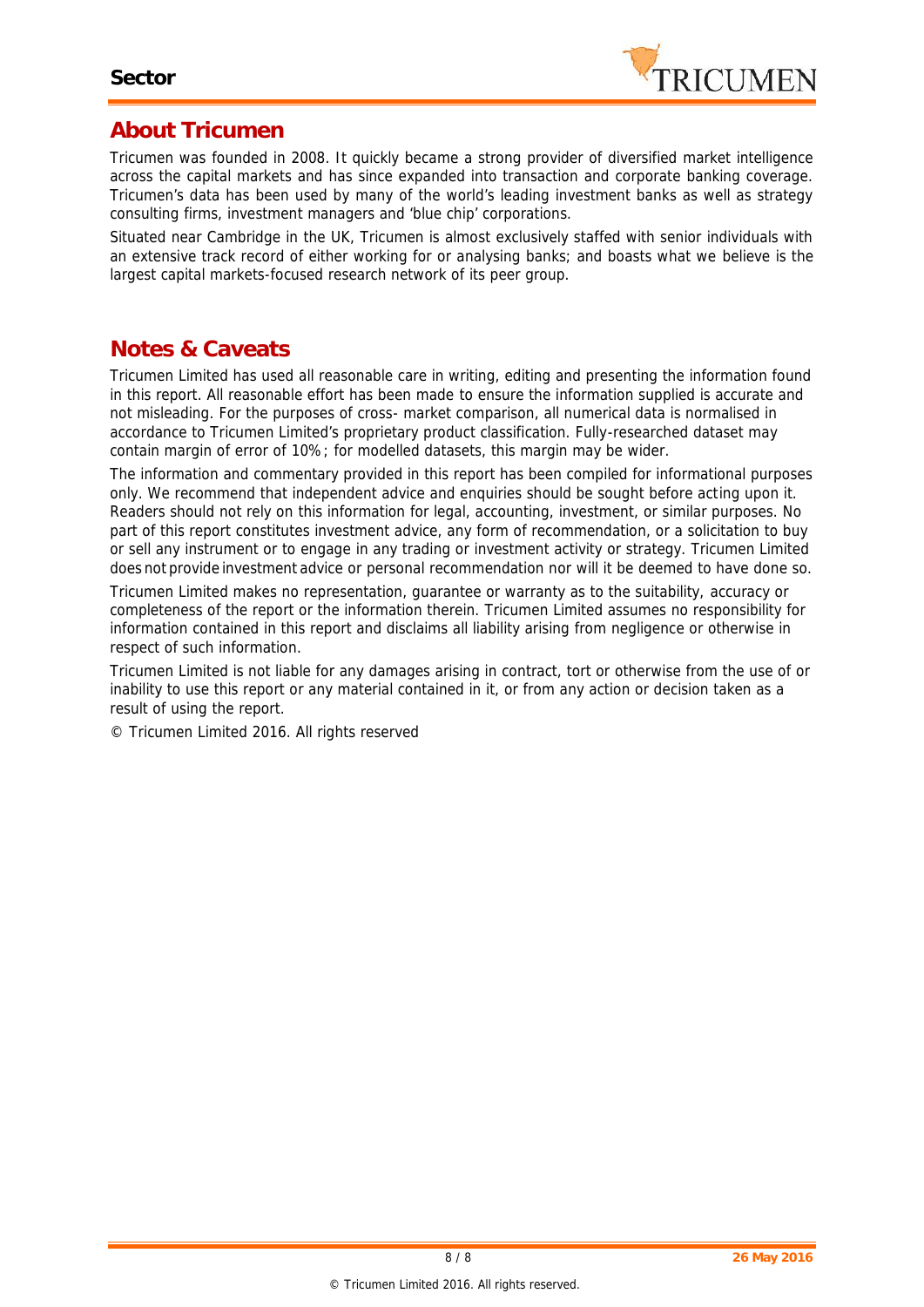## About Tricumen

Tricumen was founded in 2008. It quickly became a strong provider of diversified market intelligence across the capital markets and has since expanded into transaction and corporate banking coverage. Tricumen's data has been used by many of the world's leading investment banks as well as strategy consulting firms, investment managers and 'blue chip' corporations.

Situated near Cambridge in the UK, Tricumen is almost exclusively staffed with senior individuals with an extensive track record of either working for or analysing banks; and boasts what we believe is the largest capital markets-focused research network of its peer group.

## Notes & Caveats

Tricumen Limited has used all reasonable care in writing, editing and presenting the information found in this report. All reasonable effort has been made to ensure the information supplied is accurate and not misleading. For the purposes of cross- market comparison, all numerical data is normalised in accordance to Tricumen Limited's proprietary product classification. Fully-researched dataset may contain margin of error of 10%; for modelled datasets, this margin may be wider.

The information and commentary provided in this report has been compiled for informational purposes only. We recommend that independent advice and enquiries should be sought before acting upon it. Readers should not rely on this information for legal, accounting, investment, or similar purposes. No part of this report constitutes investment advice, any form of recommendation, or a solicitation to buy or sell any instrument or to engage in any trading or investment activity or strategy. Tricumen Limited does not provide investment advice or personal recommendation nor will it be deemed to have done so.

Tricumen Limited makes no representation, guarantee or warranty as to the suitability, accuracy or completeness of the report or the information therein. Tricumen Limited assumes no responsibility for information contained in this report and disclaims all liability arising from negligence or otherwise in respect of such information.

Tricumen Limited is not liable for any damages arising in contract, tort or otherwise from the use of or inability to use this report or any material contained in it, or from any action or decision taken as a result of using the report.

© Tricumen Limited 2016. All rights reserved